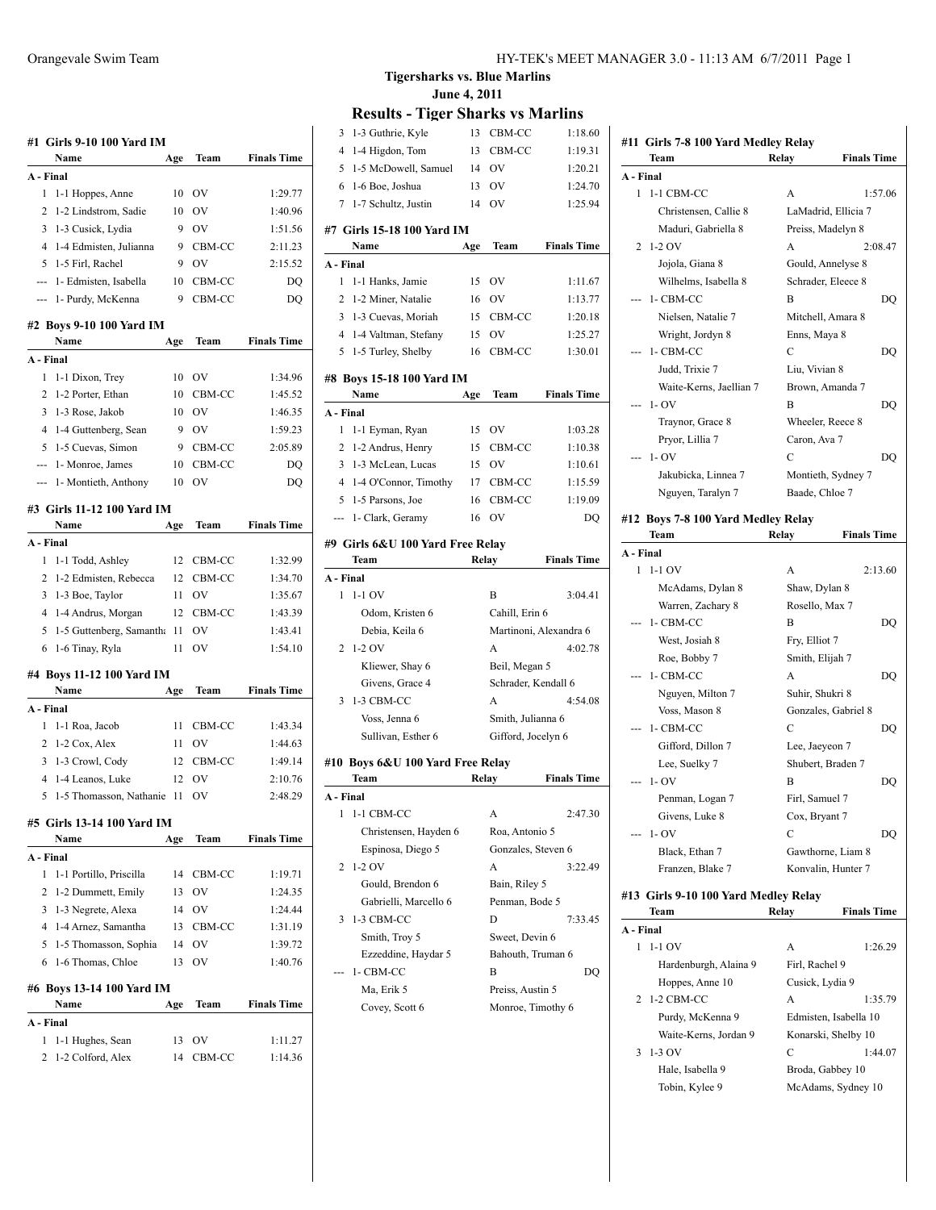# Tigersharks vs. Blue Marlins

**June 4, 2011**

## Results - Tiger Sharks vs Marlins

### #1 Girls 9-10 100 Yard IM

| | Name | Age | Team | Finals Time |
|---|---|---|---|---|
| **A - Final** | | | | |
| 1 | 1-1 Hoppes, Anne | 10 | OV | 1:29.77 |
| 2 | 1-2 Lindstrom, Sadie | 10 | OV | 1:40.96 |
| 3 | 1-3 Cusick, Lydia | 9 | OV | 1:51.56 |
| 4 | 1-4 Edmisten, Julianna | 9 | CBM-CC | 2:11.23 |
| 5 | 1-5 Firl, Rachel | 9 | OV | 2:15.52 |
| --- | 1- Edmisten, Isabella | 10 | CBM-CC | DQ |
| --- | 1- Purdy, McKenna | 9 | CBM-CC | DQ |

### #2 Boys 9-10 100 Yard IM

| | Name | Age | Team | Finals Time |
|---|---|---|---|---|
| **A - Final** | | | | |
| 1 | 1-1 Dixon, Trey | 10 | OV | 1:34.96 |
| 2 | 1-2 Porter, Ethan | 10 | CBM-CC | 1:45.52 |
| 3 | 1-3 Rose, Jakob | 10 | OV | 1:46.35 |
| 4 | 1-4 Guttenberg, Sean | 9 | OV | 1:59.23 |
| 5 | 1-5 Cuevas, Simon | 9 | CBM-CC | 2:05.89 |
| --- | 1- Monroe, James | 10 | CBM-CC | DQ |
| --- | 1- Montieth, Anthony | 10 | OV | DQ |

### #3 Girls 11-12 100 Yard IM

| | Name | Age | Team | Finals Time |
|---|---|---|---|---|
| **A - Final** | | | | |
| 1 | 1-1 Todd, Ashley | 12 | CBM-CC | 1:32.99 |
| 2 | 1-2 Edmisten, Rebecca | 12 | CBM-CC | 1:34.70 |
| 3 | 1-3 Boe, Taylor | 11 | OV | 1:35.67 |
| 4 | 1-4 Andrus, Morgan | 12 | CBM-CC | 1:43.39 |
| 5 | 1-5 Guttenberg, Samantha | 11 | OV | 1:43.41 |
| 6 | 1-6 Tinay, Ryla | 11 | OV | 1:54.10 |

### #4 Boys 11-12 100 Yard IM

| | Name | Age | Team | Finals Time |
|---|---|---|---|---|
| **A - Final** | | | | |
| 1 | 1-1 Roa, Jacob | 11 | CBM-CC | 1:43.34 |
| 2 | 1-2 Cox, Alex | 11 | OV | 1:44.63 |
| 3 | 1-3 Crowl, Cody | 12 | CBM-CC | 1:49.14 |
| 4 | 1-4 Leanos, Luke | 12 | OV | 2:10.76 |
| 5 | 1-5 Thomasson, Nathanie | 11 | OV | 2:48.29 |

### #5 Girls 13-14 100 Yard IM

| | Name | Age | Team | Finals Time |
|---|---|---|---|---|
| **A - Final** | | | | |
| 1 | 1-1 Portillo, Priscilla | 14 | CBM-CC | 1:19.71 |
| 2 | 1-2 Dummett, Emily | 13 | OV | 1:24.35 |
| 3 | 1-3 Negrete, Alexa | 14 | OV | 1:24.44 |
| 4 | 1-4 Arnez, Samantha | 13 | CBM-CC | 1:31.19 |
| 5 | 1-5 Thomasson, Sophia | 14 | OV | 1:39.72 |
| 6 | 1-6 Thomas, Chloe | 13 | OV | 1:40.76 |

### #6 Boys 13-14 100 Yard IM

| | Name | Age | Team | Finals Time |
|---|---|---|---|---|
| **A - Final** | | | | |
| 1 | 1-1 Hughes, Sean | 13 | OV | 1:11.27 |
| 2 | 1-2 Colford, Alex | 14 | CBM-CC | 1:14.36 |
| 3 | 1-3 Guthrie, Kyle | 13 | CBM-CC | 1:18.60 |
| 4 | 1-4 Higdon, Tom | 13 | CBM-CC | 1:19.31 |
| 5 | 1-5 McDowell, Samuel | 14 | OV | 1:20.21 |
| 6 | 1-6 Boe, Joshua | 13 | OV | 1:24.70 |
| 7 | 1-7 Schultz, Justin | 14 | OV | 1:25.94 |

### #7 Girls 15-18 100 Yard IM

| | Name | Age | Team | Finals Time |
|---|---|---|---|---|
| **A - Final** | | | | |
| 1 | 1-1 Hanks, Jamie | 15 | OV | 1:11.67 |
| 2 | 1-2 Miner, Natalie | 16 | OV | 1:13.77 |
| 3 | 1-3 Cuevas, Moriah | 15 | CBM-CC | 1:20.18 |
| 4 | 1-4 Valtman, Stefany | 15 | OV | 1:25.27 |
| 5 | 1-5 Turley, Shelby | 16 | CBM-CC | 1:30.01 |

### #8 Boys 15-18 100 Yard IM

| | Name | Age | Team | Finals Time |
|---|---|---|---|---|
| **A - Final** | | | | |
| 1 | 1-1 Eyman, Ryan | 15 | OV | 1:03.28 |
| 2 | 1-2 Andrus, Henry | 15 | CBM-CC | 1:10.38 |
| 3 | 1-3 McLean, Lucas | 15 | OV | 1:10.61 |
| 4 | 1-4 O'Connor, Timothy | 17 | CBM-CC | 1:15.59 |
| 5 | 1-5 Parsons, Joe | 16 | CBM-CC | 1:19.09 |
| --- | 1- Clark, Geramy | 16 | OV | DQ |

### #9 Girls 6&U 100 Yard Free Relay

| | Team | Relay | Finals Time |
|---|---|---|---|
| **A - Final** | | | |
| 1 | 1-1 OV | B | 3:04.41 |
| | Odom, Kristen 6 | Cahill, Erin 6 | |
| | Debia, Keila 6 | Martinoni, Alexandra 6 | |
| 2 | 1-2 OV | A | 4:02.78 |
| | Kliewer, Shay 6 | Beil, Megan 5 | |
| | Givens, Grace 4 | Schrader, Kendall 6 | |
| 3 | 1-3 CBM-CC | A | 4:54.08 |
| | Voss, Jenna 6 | Smith, Julianna 6 | |
| | Sullivan, Esther 6 | Gifford, Jocelyn 6 | |

### #10 Boys 6&U 100 Yard Free Relay

| | Team | Relay | Finals Time |
|---|---|---|---|
| **A - Final** | | | |
| 1 | 1-1 CBM-CC | A | 2:47.30 |
| | Christensen, Hayden 6 | Roa, Antonio 5 | |
| | Espinosa, Diego 5 | Gonzales, Steven 6 | |
| 2 | 1-2 OV | A | 3:22.49 |
| | Gould, Brendon 6 | Bain, Riley 5 | |
| | Gabrielli, Marcello 6 | Penman, Bode 5 | |
| 3 | 1-3 CBM-CC | D | 7:33.45 |
| | Smith, Troy 5 | Sweet, Devin 6 | |
| | Ezzeddine, Haydar 5 | Bahouth, Truman 6 | |
| --- | 1- CBM-CC | B | DQ |
| | Ma, Erik 5 | Preiss, Austin 5 | |
| | Covey, Scott 6 | Monroe, Timothy 6 | |

### #11 Girls 7-8 100 Yard Medley Relay

| | Team | Relay | Finals Time |
|---|---|---|---|
| **A - Final** | | | |
| 1 | 1-1 CBM-CC | A | 1:57.06 |
| | Christensen, Callie 8 | LaMadrid, Ellicia 7 | |
| | Maduri, Gabriella 8 | Preiss, Madelyn 8 | |
| 2 | 1-2 OV | A | 2:08.47 |
| | Jojola, Giana 8 | Gould, Annelyse 8 | |
| | Wilhelms, Isabella 8 | Schrader, Eleece 8 | |
| --- | 1- CBM-CC | B | DQ |
| | Nielsen, Natalie 7 | Mitchell, Amara 8 | |
| | Wright, Jordyn 8 | Enns, Maya 8 | |
| --- | 1- CBM-CC | C | DQ |
| | Judd, Trixie 7 | Liu, Vivian 8 | |
| | Waite-Kerns, Jaellian 7 | Brown, Amanda 7 | |
| --- | 1- OV | B | DQ |
| | Traynor, Grace 8 | Wheeler, Reece 8 | |
| | Pryor, Lillia 7 | Caron, Ava 7 | |
| --- | 1- OV | C | DQ |
| | Jakubicka, Linnea 7 | Montieth, Sydney 7 | |
| | Nguyen, Taralyn 7 | Baade, Chloe 7 | |

### #12 Boys 7-8 100 Yard Medley Relay

| | Team | Relay | Finals Time |
|---|---|---|---|
| **A - Final** | | | |
| 1 | 1-1 OV | A | 2:13.60 |
| | McAdams, Dylan 8 | Shaw, Dylan 8 | |
| | Warren, Zachary 8 | Rosello, Max 7 | |
| --- | 1- CBM-CC | B | DQ |
| | West, Josiah 8 | Fry, Elliot 7 | |
| | Roe, Bobby 7 | Smith, Elijah 7 | |
| --- | 1- CBM-CC | A | DQ |
| | Nguyen, Milton 7 | Suhir, Shukri 8 | |
| | Voss, Mason 8 | Gonzales, Gabriel 8 | |
| --- | 1- CBM-CC | C | DQ |
| | Gifford, Dillon 7 | Lee, Jaeyeon 7 | |
| | Lee, Suelky 7 | Shubert, Braden 7 | |
| --- | 1- OV | B | DQ |
| | Penman, Logan 7 | Firl, Samuel 7 | |
| | Givens, Luke 8 | Cox, Bryant 7 | |
| --- | 1- OV | C | DQ |
| | Black, Ethan 7 | Gawthorne, Liam 8 | |
| | Franzen, Blake 7 | Konvalin, Hunter 7 | |

### #13 Girls 9-10 100 Yard Medley Relay

| | Team | Relay | Finals Time |
|---|---|---|---|
| **A - Final** | | | |
| 1 | 1-1 OV | A | 1:26.29 |
| | Hardenburgh, Alaina 9 | Firl, Rachel 9 | |
| | Hoppes, Anne 10 | Cusick, Lydia 9 | |
| 2 | 1-2 CBM-CC | A | 1:35.79 |
| | Purdy, McKenna 9 | Edmisten, Isabella 10 | |
| | Waite-Kerns, Jordan 9 | Konarski, Shelby 10 | |
| 3 | 1-3 OV | C | 1:44.07 |
| | Hale, Isabella 9 | Broda, Gabbey 10 | |
| | Tobin, Kylee 9 | McAdams, Sydney 10 | |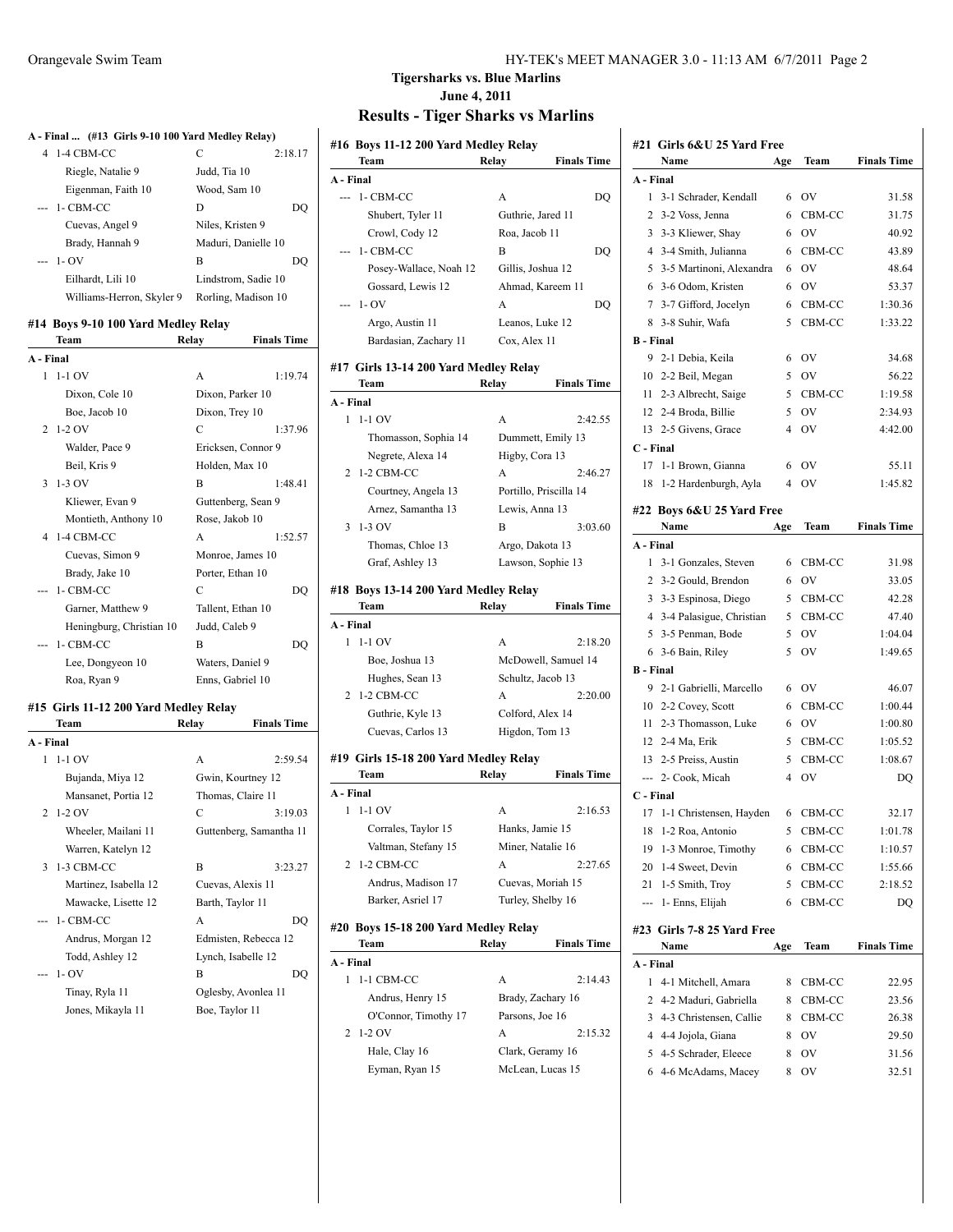## Tigersharks vs. Blue Marlins

**June 4, 2011**

# Results - Tiger Sharks vs Marlins

### A - Final ... (#13 Girls 9-10 100 Yard Medley Relay)

| | Team | Relay | Finals Time |
|---|---|---|---|
| 4 | 1-4 CBM-CC | C | 2:18.17 |
| | Riegle, Natalie 9 | Judd, Tia 10 | |
| | Eigenman, Faith 10 | Wood, Sam 10 | |
| --- | 1- CBM-CC | D | DQ |
| | Cuevas, Angel 9 | Niles, Kristen 9 | |
| | Brady, Hannah 9 | Maduri, Danielle 10 | |
| --- | 1- OV | B | DQ |
| | Eilhardt, Lili 10 | Lindstrom, Sadie 10 | |
| | Williams-Herron, Skyler 9 | Rorling, Madison 10 | |

### #14 Boys 9-10 100 Yard Medley Relay

| | Team | Relay | Finals Time |
|---|---|---|---|
| **A - Final** | | | |
| 1 | 1-1 OV | A | 1:19.74 |
| | Dixon, Cole 10 | Dixon, Parker 10 | |
| | Boe, Jacob 10 | Dixon, Trey 10 | |
| 2 | 1-2 OV | C | 1:37.96 |
| | Walder, Pace 9 | Ericksen, Connor 9 | |
| | Beil, Kris 9 | Holden, Max 10 | |
| 3 | 1-3 OV | B | 1:48.41 |
| | Kliewer, Evan 9 | Guttenberg, Sean 9 | |
| | Montieth, Anthony 10 | Rose, Jakob 10 | |
| 4 | 1-4 CBM-CC | A | 1:52.57 |
| | Cuevas, Simon 9 | Monroe, James 10 | |
| | Brady, Jake 10 | Porter, Ethan 10 | |
| --- | 1- CBM-CC | C | DQ |
| | Garner, Matthew 9 | Tallent, Ethan 10 | |
| | Heningburg, Christian 10 | Judd, Caleb 9 | |
| --- | 1- CBM-CC | B | DQ |
| | Lee, Dongyeon 10 | Waters, Daniel 9 | |
| | Roa, Ryan 9 | Enns, Gabriel 10 | |

### #15 Girls 11-12 200 Yard Medley Relay

| | Team | Relay | Finals Time |
|---|---|---|---|
| **A - Final** | | | |
| 1 | 1-1 OV | A | 2:59.54 |
| | Bujanda, Miya 12 | Gwin, Kourtney 12 | |
| | Mansanet, Portia 12 | Thomas, Claire 11 | |
| 2 | 1-2 OV | C | 3:19.03 |
| | Wheeler, Mailani 11 | Guttenberg, Samantha 11 | |
| | Warren, Katelyn 12 | | |
| 3 | 1-3 CBM-CC | B | 3:23.27 |
| | Martinez, Isabella 12 | Cuevas, Alexis 11 | |
| | Mawacke, Lisette 12 | Barth, Taylor 11 | |
| --- | 1- CBM-CC | A | DQ |
| | Andrus, Morgan 12 | Edmisten, Rebecca 12 | |
| | Todd, Ashley 12 | Lynch, Isabelle 12 | |
| --- | 1- OV | B | DQ |
| | Tinay, Ryla 11 | Oglesby, Avonlea 11 | |
| | Jones, Mikayla 11 | Boe, Taylor 11 | |

### #16 Boys 11-12 200 Yard Medley Relay

| | Team | Relay | Finals Time |
|---|---|---|---|
| **A - Final** | | | |
| --- | 1- CBM-CC | A | DQ |
| | Shubert, Tyler 11 | Guthrie, Jared 11 | |
| | Crowl, Cody 12 | Roa, Jacob 11 | |
| --- | 1- CBM-CC | B | DQ |
| | Posey-Wallace, Noah 12 | Gillis, Joshua 12 | |
| | Gossard, Lewis 12 | Ahmad, Kareem 11 | |
| --- | 1- OV | A | DQ |
| | Argo, Austin 11 | Leanos, Luke 12 | |
| | Bardasian, Zachary 11 | Cox, Alex 11 | |

### #17 Girls 13-14 200 Yard Medley Relay

| | Team | Relay | Finals Time |
|---|---|---|---|
| **A - Final** | | | |
| 1 | 1-1 OV | A | 2:42.55 |
| | Thomasson, Sophia 14 | Dummett, Emily 13 | |
| | Negrete, Alexa 14 | Higby, Cora 13 | |
| 2 | 1-2 CBM-CC | A | 2:46.27 |
| | Courtney, Angela 13 | Portillo, Priscilla 14 | |
| | Arnez, Samantha 13 | Lewis, Anna 13 | |
| 3 | 1-3 OV | B | 3:03.60 |
| | Thomas, Chloe 13 | Argo, Dakota 13 | |
| | Graf, Ashley 13 | Lawson, Sophie 13 | |

### #18 Boys 13-14 200 Yard Medley Relay

| | Team | Relay | Finals Time |
|---|---|---|---|
| **A - Final** | | | |
| 1 | 1-1 OV | A | 2:18.20 |
| | Boe, Joshua 13 | McDowell, Samuel 14 | |
| | Hughes, Sean 13 | Schultz, Jacob 13 | |
| 2 | 1-2 CBM-CC | A | 2:20.00 |
| | Guthrie, Kyle 13 | Colford, Alex 14 | |
| | Cuevas, Carlos 13 | Higdon, Tom 13 | |

### #19 Girls 15-18 200 Yard Medley Relay

| | Team | Relay | Finals Time |
|---|---|---|---|
| **A - Final** | | | |
| 1 | 1-1 OV | A | 2:16.53 |
| | Corrales, Taylor 15 | Hanks, Jamie 15 | |
| | Valtman, Stefany 15 | Miner, Natalie 16 | |
| 2 | 1-2 CBM-CC | A | 2:27.65 |
| | Andrus, Madison 17 | Cuevas, Moriah 15 | |
| | Barker, Asriel 17 | Turley, Shelby 16 | |

### #20 Boys 15-18 200 Yard Medley Relay

| | Team | Relay | Finals Time |
|---|---|---|---|
| **A - Final** | | | |
| 1 | 1-1 CBM-CC | A | 2:14.43 |
| | Andrus, Henry 15 | Brady, Zachary 16 | |
| | O'Connor, Timothy 17 | Parsons, Joe 16 | |
| 2 | 1-2 OV | A | 2:15.32 |
| | Hale, Clay 16 | Clark, Geramy 16 | |
| | Eyman, Ryan 15 | McLean, Lucas 15 | |

### #21 Girls 6&U 25 Yard Free

| | Name | Age | Team | Finals Time |
|---|---|---|---|---|
| **A - Final** | | | | |
| 1 | 3-1 Schrader, Kendall | 6 | OV | 31.58 |
| 2 | 3-2 Voss, Jenna | 6 | CBM-CC | 31.75 |
| 3 | 3-3 Kliewer, Shay | 6 | OV | 40.92 |
| 4 | 3-4 Smith, Julianna | 6 | CBM-CC | 43.89 |
| 5 | 3-5 Martinoni, Alexandra | 6 | OV | 48.64 |
| 6 | 3-6 Odom, Kristen | 6 | OV | 53.37 |
| 7 | 3-7 Gifford, Jocelyn | 6 | CBM-CC | 1:30.36 |
| 8 | 3-8 Suhir, Wafa | 5 | CBM-CC | 1:33.22 |
| **B - Final** | | | | |
| 9 | 2-1 Debia, Keila | 6 | OV | 34.68 |
| 10 | 2-2 Beil, Megan | 5 | OV | 56.22 |
| 11 | 2-3 Albrecht, Saige | 5 | CBM-CC | 1:19.58 |
| 12 | 2-4 Broda, Billie | 5 | OV | 2:34.93 |
| 13 | 2-5 Givens, Grace | 4 | OV | 4:42.00 |
| **C - Final** | | | | |
| 17 | 1-1 Brown, Gianna | 6 | OV | 55.11 |
| 18 | 1-2 Hardenburgh, Ayla | 4 | OV | 1:45.82 |

### #22 Boys 6&U 25 Yard Free

| | Name | Age | Team | Finals Time |
|---|---|---|---|---|
| **A - Final** | | | | |
| 1 | 3-1 Gonzales, Steven | 6 | CBM-CC | 31.98 |
| 2 | 3-2 Gould, Brendon | 6 | OV | 33.05 |
| 3 | 3-3 Espinosa, Diego | 5 | CBM-CC | 42.28 |
| 4 | 3-4 Palasigue, Christian | 5 | CBM-CC | 47.40 |
| 5 | 3-5 Penman, Bode | 5 | OV | 1:04.04 |
| 6 | 3-6 Bain, Riley | 5 | OV | 1:49.65 |
| **B - Final** | | | | |
| 9 | 2-1 Gabrielli, Marcello | 6 | OV | 46.07 |
| 10 | 2-2 Covey, Scott | 6 | CBM-CC | 1:00.44 |
| 11 | 2-3 Thomasson, Luke | 6 | OV | 1:00.80 |
| 12 | 2-4 Ma, Erik | 5 | CBM-CC | 1:05.52 |
| 13 | 2-5 Preiss, Austin | 5 | CBM-CC | 1:08.67 |
| --- | 2- Cook, Micah | 4 | OV | DQ |
| **C - Final** | | | | |
| 17 | 1-1 Christensen, Hayden | 6 | CBM-CC | 32.17 |
| 18 | 1-2 Roa, Antonio | 5 | CBM-CC | 1:01.78 |
| 19 | 1-3 Monroe, Timothy | 6 | CBM-CC | 1:10.57 |
| 20 | 1-4 Sweet, Devin | 6 | CBM-CC | 1:55.66 |
| 21 | 1-5 Smith, Troy | 5 | CBM-CC | 2:18.52 |
| --- | 1- Enns, Elijah | 6 | CBM-CC | DQ |

### #23 Girls 7-8 25 Yard Free

| | Name | Age | Team | Finals Time |
|---|---|---|---|---|
| **A - Final** | | | | |
| 1 | 4-1 Mitchell, Amara | 8 | CBM-CC | 22.95 |
| 2 | 4-2 Maduri, Gabriella | 8 | CBM-CC | 23.56 |
| 3 | 4-3 Christensen, Callie | 8 | CBM-CC | 26.38 |
| 4 | 4-4 Jojola, Giana | 8 | OV | 29.50 |
| 5 | 4-5 Schrader, Eleece | 8 | OV | 31.56 |
| 6 | 4-6 McAdams, Macey | 8 | OV | 32.51 |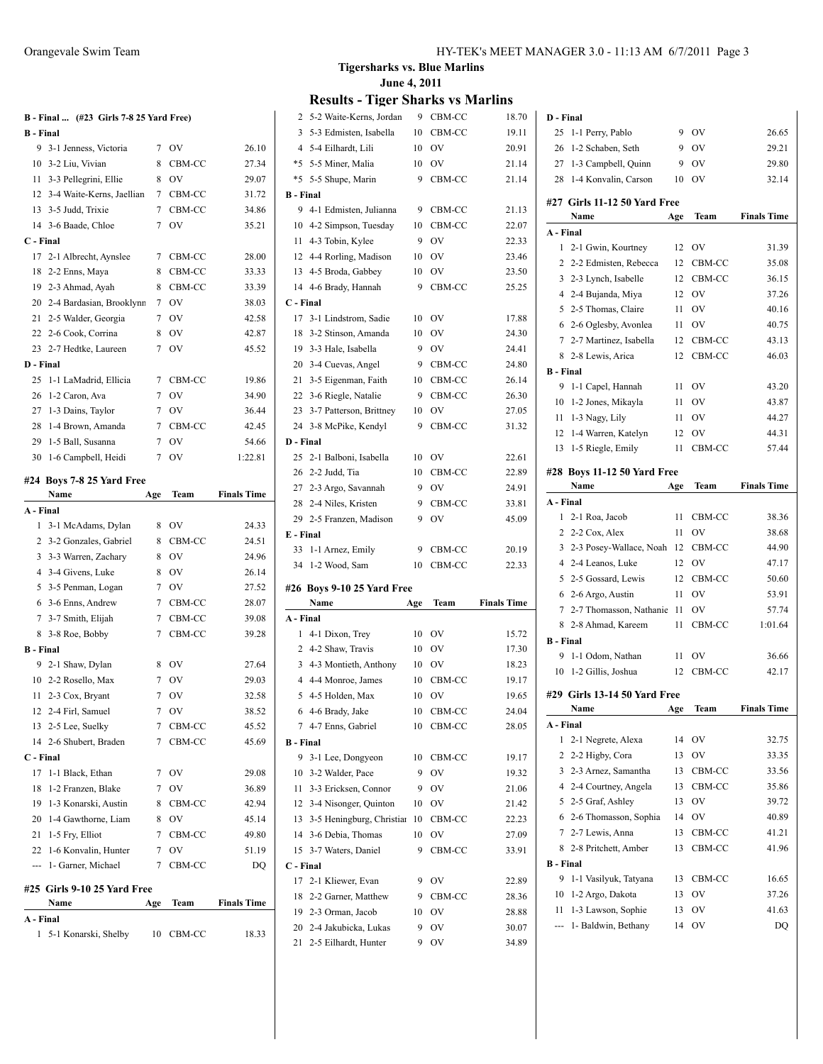## Tigersharks vs. Blue Marlins

June 4, 2011

# Results - Tiger Sharks vs Marlins

### B - Final ... (#23 Girls 7-8 25 Yard Free)

| Place | Name | Age | Team | Finals Time |
|---|---|---|---|---|
| **B - Final** | | | | |
| 9 | 3-1 Jenness, Victoria | 7 | OV | 26.10 |
| 10 | 3-2 Liu, Vivian | 8 | CBM-CC | 27.34 |
| 11 | 3-3 Pellegrini, Ellie | 8 | OV | 29.07 |
| 12 | 3-4 Waite-Kerns, Jaellian | 7 | CBM-CC | 31.72 |
| 13 | 3-5 Judd, Trixie | 7 | CBM-CC | 34.86 |
| 14 | 3-6 Baade, Chloe | 7 | OV | 35.21 |
| **C - Final** | | | | |
| 17 | 2-1 Albrecht, Aynslee | 7 | CBM-CC | 28.00 |
| 18 | 2-2 Enns, Maya | 8 | CBM-CC | 33.33 |
| 19 | 2-3 Ahmad, Ayah | 8 | CBM-CC | 33.39 |
| 20 | 2-4 Bardasian, Brooklynn | 7 | OV | 38.03 |
| 21 | 2-5 Walder, Georgia | 7 | OV | 42.58 |
| 22 | 2-6 Cook, Corrina | 8 | OV | 42.87 |
| 23 | 2-7 Hedtke, Laureen | 7 | OV | 45.52 |
| **D - Final** | | | | |
| 25 | 1-1 LaMadrid, Ellicia | 7 | CBM-CC | 19.86 |
| 26 | 1-2 Caron, Ava | 7 | OV | 34.90 |
| 27 | 1-3 Dains, Taylor | 7 | OV | 36.44 |
| 28 | 1-4 Brown, Amanda | 7 | CBM-CC | 42.45 |
| 29 | 1-5 Ball, Susanna | 7 | OV | 54.66 |
| 30 | 1-6 Campbell, Heidi | 7 | OV | 1:22.81 |

### #24 Boys 7-8 25 Yard Free

| Place | Name | Age | Team | Finals Time |
|---|---|---|---|---|
| **A - Final** | | | | |
| 1 | 3-1 McAdams, Dylan | 8 | OV | 24.33 |
| 2 | 3-2 Gonzales, Gabriel | 8 | CBM-CC | 24.51 |
| 3 | 3-3 Warren, Zachary | 8 | OV | 24.96 |
| 4 | 3-4 Givens, Luke | 8 | OV | 26.14 |
| 5 | 3-5 Penman, Logan | 7 | OV | 27.52 |
| 6 | 3-6 Enns, Andrew | 7 | CBM-CC | 28.07 |
| 7 | 3-7 Smith, Elijah | 7 | CBM-CC | 39.08 |
| 8 | 3-8 Roe, Bobby | 7 | CBM-CC | 39.28 |
| **B - Final** | | | | |
| 9 | 2-1 Shaw, Dylan | 8 | OV | 27.64 |
| 10 | 2-2 Rosello, Max | 7 | OV | 29.03 |
| 11 | 2-3 Cox, Bryant | 7 | OV | 32.58 |
| 12 | 2-4 Firl, Samuel | 7 | OV | 38.52 |
| 13 | 2-5 Lee, Suelky | 7 | CBM-CC | 45.52 |
| 14 | 2-6 Shubert, Braden | 7 | CBM-CC | 45.69 |
| **C - Final** | | | | |
| 17 | 1-1 Black, Ethan | 7 | OV | 29.08 |
| 18 | 1-2 Franzen, Blake | 7 | OV | 36.89 |
| 19 | 1-3 Konarski, Austin | 8 | CBM-CC | 42.94 |
| 20 | 1-4 Gawthorne, Liam | 8 | OV | 45.14 |
| 21 | 1-5 Fry, Elliot | 7 | CBM-CC | 49.80 |
| 22 | 1-6 Konvalin, Hunter | 7 | OV | 51.19 |
| --- | 1- Garner, Michael | 7 | CBM-CC | DQ |

### #25 Girls 9-10 25 Yard Free

| Place | Name | Age | Team | Finals Time |
|---|---|---|---|---|
| **A - Final** | | | | |
| 1 | 5-1 Konarski, Shelby | 10 | CBM-CC | 18.33 |
| 2 | 5-2 Waite-Kerns, Jordan | 9 | CBM-CC | 18.70 |
| 3 | 5-3 Edmisten, Isabella | 10 | CBM-CC | 19.11 |
| 4 | 5-4 Eilhardt, Lili | 10 | OV | 20.91 |
| *5 | 5-5 Miner, Malia | 10 | OV | 21.14 |
| *5 | 5-5 Shupe, Marin | 9 | CBM-CC | 21.14 |
| **B - Final** | | | | |
| 9 | 4-1 Edmisten, Julianna | 9 | CBM-CC | 21.13 |
| 10 | 4-2 Simpson, Tuesday | 10 | CBM-CC | 22.07 |
| 11 | 4-3 Tobin, Kylee | 9 | OV | 22.33 |
| 12 | 4-4 Rorling, Madison | 10 | OV | 23.46 |
| 13 | 4-5 Broda, Gabbey | 10 | OV | 23.50 |
| 14 | 4-6 Brady, Hannah | 9 | CBM-CC | 25.25 |
| **C - Final** | | | | |
| 17 | 3-1 Lindstrom, Sadie | 10 | OV | 17.88 |
| 18 | 3-2 Stinson, Amanda | 10 | OV | 24.30 |
| 19 | 3-3 Hale, Isabella | 9 | OV | 24.41 |
| 20 | 3-4 Cuevas, Angel | 9 | CBM-CC | 24.80 |
| 21 | 3-5 Eigenman, Faith | 10 | CBM-CC | 26.14 |
| 22 | 3-6 Riegle, Natalie | 9 | CBM-CC | 26.30 |
| 23 | 3-7 Patterson, Brittney | 10 | OV | 27.05 |
| 24 | 3-8 McPike, Kendyl | 9 | CBM-CC | 31.32 |
| **D - Final** | | | | |
| 25 | 2-1 Balboni, Isabella | 10 | OV | 22.61 |
| 26 | 2-2 Judd, Tia | 10 | CBM-CC | 22.89 |
| 27 | 2-3 Argo, Savannah | 9 | OV | 24.91 |
| 28 | 2-4 Niles, Kristen | 9 | CBM-CC | 33.81 |
| 29 | 2-5 Franzen, Madison | 9 | OV | 45.09 |
| **E - Final** | | | | |
| 33 | 1-1 Arnez, Emily | 9 | CBM-CC | 20.19 |
| 34 | 1-2 Wood, Sam | 10 | CBM-CC | 22.33 |

### #26 Boys 9-10 25 Yard Free

| Place | Name | Age | Team | Finals Time |
|---|---|---|---|---|
| **A - Final** | | | | |
| 1 | 4-1 Dixon, Trey | 10 | OV | 15.72 |
| 2 | 4-2 Shaw, Travis | 10 | OV | 17.30 |
| 3 | 4-3 Montieth, Anthony | 10 | OV | 18.23 |
| 4 | 4-4 Monroe, James | 10 | CBM-CC | 19.17 |
| 5 | 4-5 Holden, Max | 10 | OV | 19.65 |
| 6 | 4-6 Brady, Jake | 10 | CBM-CC | 24.04 |
| 7 | 4-7 Enns, Gabriel | 10 | CBM-CC | 28.05 |
| **B - Final** | | | | |
| 9 | 3-1 Lee, Dongyeon | 10 | CBM-CC | 19.17 |
| 10 | 3-2 Walder, Pace | 9 | OV | 19.32 |
| 11 | 3-3 Ericksen, Connor | 9 | OV | 21.06 |
| 12 | 3-4 Nisonger, Quinton | 10 | OV | 21.42 |
| 13 | 3-5 Heningburg, Christian | 10 | CBM-CC | 22.23 |
| 14 | 3-6 Debia, Thomas | 10 | OV | 27.09 |
| 15 | 3-7 Waters, Daniel | 9 | CBM-CC | 33.91 |
| **C - Final** | | | | |
| 17 | 2-1 Kliewer, Evan | 9 | OV | 22.89 |
| 18 | 2-2 Garner, Matthew | 9 | CBM-CC | 28.36 |
| 19 | 2-3 Orman, Jacob | 10 | OV | 28.88 |
| 20 | 2-4 Jakubicka, Lukas | 9 | OV | 30.07 |
| 21 | 2-5 Eilhardt, Hunter | 9 | OV | 34.89 |
| **D - Final** | | | | |
| 25 | 1-1 Perry, Pablo | 9 | OV | 26.65 |
| 26 | 1-2 Schaben, Seth | 9 | OV | 29.21 |
| 27 | 1-3 Campbell, Quinn | 9 | OV | 29.80 |
| 28 | 1-4 Konvalin, Carson | 10 | OV | 32.14 |

### #27 Girls 11-12 50 Yard Free

| Place | Name | Age | Team | Finals Time |
|---|---|---|---|---|
| **A - Final** | | | | |
| 1 | 2-1 Gwin, Kourtney | 12 | OV | 31.39 |
| 2 | 2-2 Edmisten, Rebecca | 12 | CBM-CC | 35.08 |
| 3 | 2-3 Lynch, Isabelle | 12 | CBM-CC | 36.15 |
| 4 | 2-4 Bujanda, Miya | 12 | OV | 37.26 |
| 5 | 2-5 Thomas, Claire | 11 | OV | 40.16 |
| 6 | 2-6 Oglesby, Avonlea | 11 | OV | 40.75 |
| 7 | 2-7 Martinez, Isabella | 12 | CBM-CC | 43.13 |
| 8 | 2-8 Lewis, Arica | 12 | CBM-CC | 46.03 |
| **B - Final** | | | | |
| 9 | 1-1 Capel, Hannah | 11 | OV | 43.20 |
| 10 | 1-2 Jones, Mikayla | 11 | OV | 43.87 |
| 11 | 1-3 Nagy, Lily | 11 | OV | 44.27 |
| 12 | 1-4 Warren, Katelyn | 12 | OV | 44.31 |
| 13 | 1-5 Riegle, Emily | 11 | CBM-CC | 57.44 |

### #28 Boys 11-12 50 Yard Free

| Place | Name | Age | Team | Finals Time |
|---|---|---|---|---|
| **A - Final** | | | | |
| 1 | 2-1 Roa, Jacob | 11 | CBM-CC | 38.36 |
| 2 | 2-2 Cox, Alex | 11 | OV | 38.68 |
| 3 | 2-3 Posey-Wallace, Noah | 12 | CBM-CC | 44.90 |
| 4 | 2-4 Leanos, Luke | 12 | OV | 47.17 |
| 5 | 2-5 Gossard, Lewis | 12 | CBM-CC | 50.60 |
| 6 | 2-6 Argo, Austin | 11 | OV | 53.91 |
| 7 | 2-7 Thomasson, Nathaniel | 11 | OV | 57.74 |
| 8 | 2-8 Ahmad, Kareem | 11 | CBM-CC | 1:01.64 |
| **B - Final** | | | | |
| 9 | 1-1 Odom, Nathan | 11 | OV | 36.66 |
| 10 | 1-2 Gillis, Joshua | 12 | CBM-CC | 42.17 |

### #29 Girls 13-14 50 Yard Free

| Place | Name | Age | Team | Finals Time |
|---|---|---|---|---|
| **A - Final** | | | | |
| 1 | 2-1 Negrete, Alexa | 14 | OV | 32.75 |
| 2 | 2-2 Higby, Cora | 13 | OV | 33.35 |
| 3 | 2-3 Arnez, Samantha | 13 | CBM-CC | 33.56 |
| 4 | 2-4 Courtney, Angela | 13 | CBM-CC | 35.86 |
| 5 | 2-5 Graf, Ashley | 13 | OV | 39.72 |
| 6 | 2-6 Thomasson, Sophia | 14 | OV | 40.89 |
| 7 | 2-7 Lewis, Anna | 13 | CBM-CC | 41.21 |
| 8 | 2-8 Pritchett, Amber | 13 | CBM-CC | 41.96 |
| **B - Final** | | | | |
| 9 | 1-1 Vasilyuk, Tatyana | 13 | CBM-CC | 16.65 |
| 10 | 1-2 Argo, Dakota | 13 | OV | 37.26 |
| 11 | 1-3 Lawson, Sophie | 13 | OV | 41.63 |
| --- | 1- Baldwin, Bethany | 14 | OV | DQ |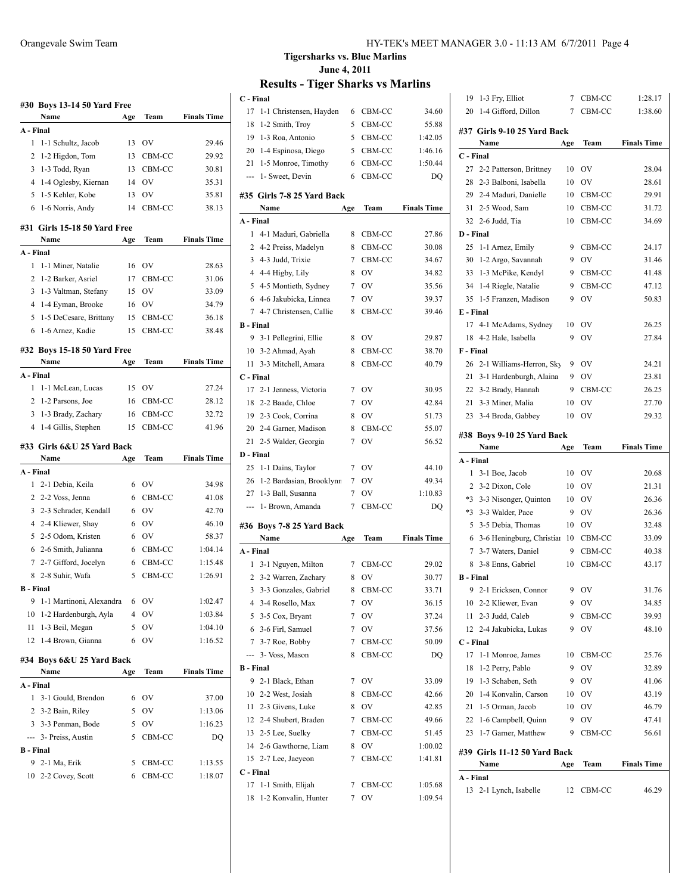**Tigersharks vs. Blue Marlins**
**June 4, 2011**

## Results - Tiger Sharks vs Marlins

### #30 Boys 13-14 50 Yard Free

| | Name | Age | Team | Finals Time |
|---|---|---|---|---|
| **A - Final** | | | | |
| 1 | 1-1 Schultz, Jacob | 13 | OV | 29.46 |
| 2 | 1-2 Higdon, Tom | 13 | CBM-CC | 29.92 |
| 3 | 1-3 Todd, Ryan | 13 | CBM-CC | 30.81 |
| 4 | 1-4 Oglesby, Kiernan | 14 | OV | 35.31 |
| 5 | 1-5 Kehler, Kobe | 13 | OV | 35.81 |
| 6 | 1-6 Norris, Andy | 14 | CBM-CC | 38.13 |

### #31 Girls 15-18 50 Yard Free

| | Name | Age | Team | Finals Time |
|---|---|---|---|---|
| **A - Final** | | | | |
| 1 | 1-1 Miner, Natalie | 16 | OV | 28.63 |
| 2 | 1-2 Barker, Asriel | 17 | CBM-CC | 31.06 |
| 3 | 1-3 Valtman, Stefany | 15 | OV | 33.09 |
| 4 | 1-4 Eyman, Brooke | 16 | OV | 34.79 |
| 5 | 1-5 DeCesare, Brittany | 15 | CBM-CC | 36.18 |
| 6 | 1-6 Arnez, Kadie | 15 | CBM-CC | 38.48 |

### #32 Boys 15-18 50 Yard Free

| | Name | Age | Team | Finals Time |
|---|---|---|---|---|
| **A - Final** | | | | |
| 1 | 1-1 McLean, Lucas | 15 | OV | 27.24 |
| 2 | 1-2 Parsons, Joe | 16 | CBM-CC | 28.12 |
| 3 | 1-3 Brady, Zachary | 16 | CBM-CC | 32.72 |
| 4 | 1-4 Gillis, Stephen | 15 | CBM-CC | 41.96 |

### #33 Girls 6&U 25 Yard Back

| | Name | Age | Team | Finals Time |
|---|---|---|---|---|
| **A - Final** | | | | |
| 1 | 2-1 Debia, Keila | 6 | OV | 34.98 |
| 2 | 2-2 Voss, Jenna | 6 | CBM-CC | 41.08 |
| 3 | 2-3 Schrader, Kendall | 6 | OV | 42.70 |
| 4 | 2-4 Kliewer, Shay | 6 | OV | 46.10 |
| 5 | 2-5 Odom, Kristen | 6 | OV | 58.37 |
| 6 | 2-6 Smith, Julianna | 6 | CBM-CC | 1:04.14 |
| 7 | 2-7 Gifford, Jocelyn | 6 | CBM-CC | 1:15.48 |
| 8 | 2-8 Suhir, Wafa | 5 | CBM-CC | 1:26.91 |
| **B - Final** | | | | |
| 9 | 1-1 Martinoni, Alexandra | 6 | OV | 1:02.47 |
| 10 | 1-2 Hardenburgh, Ayla | 4 | OV | 1:03.84 |
| 11 | 1-3 Beil, Megan | 5 | OV | 1:04.10 |
| 12 | 1-4 Brown, Gianna | 6 | OV | 1:16.52 |

### #34 Boys 6&U 25 Yard Back

| | Name | Age | Team | Finals Time |
|---|---|---|---|---|
| **A - Final** | | | | |
| 1 | 3-1 Gould, Brendon | 6 | OV | 37.00 |
| 2 | 3-2 Bain, Riley | 5 | OV | 1:13.06 |
| 3 | 3-3 Penman, Bode | 5 | OV | 1:16.23 |
| --- | 3- Preiss, Austin | 5 | CBM-CC | DQ |
| **B - Final** | | | | |
| 9 | 2-1 Ma, Erik | 5 | CBM-CC | 1:13.55 |
| 10 | 2-2 Covey, Scott | 6 | CBM-CC | 1:18.07 |
| **C - Final** | | | | |
| 17 | 1-1 Christensen, Hayden | 6 | CBM-CC | 34.60 |
| 18 | 1-2 Smith, Troy | 5 | CBM-CC | 55.88 |
| 19 | 1-3 Roa, Antonio | 5 | CBM-CC | 1:42.05 |
| 20 | 1-4 Espinosa, Diego | 5 | CBM-CC | 1:46.16 |
| 21 | 1-5 Monroe, Timothy | 6 | CBM-CC | 1:50.44 |
| --- | 1- Sweet, Devin | 6 | CBM-CC | DQ |

### #35 Girls 7-8 25 Yard Back

| | Name | Age | Team | Finals Time |
|---|---|---|---|---|
| **A - Final** | | | | |
| 1 | 4-1 Maduri, Gabriella | 8 | CBM-CC | 27.86 |
| 2 | 4-2 Preiss, Madelyn | 8 | CBM-CC | 30.08 |
| 3 | 4-3 Judd, Trixie | 7 | CBM-CC | 34.67 |
| 4 | 4-4 Higby, Lily | 8 | OV | 34.82 |
| 5 | 4-5 Montieth, Sydney | 7 | OV | 35.56 |
| 6 | 4-6 Jakubicka, Linnea | 7 | OV | 39.37 |
| 7 | 4-7 Christensen, Callie | 8 | CBM-CC | 39.46 |
| **B - Final** | | | | |
| 9 | 3-1 Pellegrini, Ellie | 8 | OV | 29.87 |
| 10 | 3-2 Ahmad, Ayah | 8 | CBM-CC | 38.70 |
| 11 | 3-3 Mitchell, Amara | 8 | CBM-CC | 40.79 |
| **C - Final** | | | | |
| 17 | 2-1 Jenness, Victoria | 7 | OV | 30.95 |
| 18 | 2-2 Baade, Chloe | 7 | OV | 42.84 |
| 19 | 2-3 Cook, Corrina | 8 | OV | 51.73 |
| 20 | 2-4 Garner, Madison | 8 | CBM-CC | 55.07 |
| 21 | 2-5 Walder, Georgia | 7 | OV | 56.52 |
| **D - Final** | | | | |
| 25 | 1-1 Dains, Taylor | 7 | OV | 44.10 |
| 26 | 1-2 Bardasian, Brooklynn | 7 | OV | 49.34 |
| 27 | 1-3 Ball, Susanna | 7 | OV | 1:10.83 |
| --- | 1- Brown, Amanda | 7 | CBM-CC | DQ |

### #36 Boys 7-8 25 Yard Back

| | Name | Age | Team | Finals Time |
|---|---|---|---|---|
| **A - Final** | | | | |
| 1 | 3-1 Nguyen, Milton | 7 | CBM-CC | 29.02 |
| 2 | 3-2 Warren, Zachary | 8 | OV | 30.77 |
| 3 | 3-3 Gonzales, Gabriel | 8 | CBM-CC | 33.71 |
| 4 | 3-4 Rosello, Max | 7 | OV | 36.15 |
| 5 | 3-5 Cox, Bryant | 7 | OV | 37.24 |
| 6 | 3-6 Firl, Samuel | 7 | OV | 37.56 |
| 7 | 3-7 Roe, Bobby | 7 | CBM-CC | 50.09 |
| --- | 3- Voss, Mason | 8 | CBM-CC | DQ |
| **B - Final** | | | | |
| 9 | 2-1 Black, Ethan | 7 | OV | 33.09 |
| 10 | 2-2 West, Josiah | 8 | CBM-CC | 42.66 |
| 11 | 2-3 Givens, Luke | 8 | OV | 42.85 |
| 12 | 2-4 Shubert, Braden | 7 | CBM-CC | 49.66 |
| 13 | 2-5 Lee, Suelky | 7 | CBM-CC | 51.45 |
| 14 | 2-6 Gawthorne, Liam | 8 | OV | 1:00.02 |
| 15 | 2-7 Lee, Jaeyeon | 7 | CBM-CC | 1:41.81 |
| **C - Final** | | | | |
| 17 | 1-1 Smith, Elijah | 7 | CBM-CC | 1:05.68 |
| 18 | 1-2 Konvalin, Hunter | 7 | OV | 1:09.54 |
| 19 | 1-3 Fry, Elliot | 7 | CBM-CC | 1:28.17 |
| 20 | 1-4 Gifford, Dillon | 7 | CBM-CC | 1:38.60 |

### #37 Girls 9-10 25 Yard Back

| | Name | Age | Team | Finals Time |
|---|---|---|---|---|
| **C - Final** | | | | |
| 27 | 2-2 Patterson, Brittney | 10 | OV | 28.04 |
| 28 | 2-3 Balboni, Isabella | 10 | OV | 28.61 |
| 29 | 2-4 Maduri, Danielle | 10 | CBM-CC | 29.91 |
| 31 | 2-5 Wood, Sam | 10 | CBM-CC | 31.72 |
| 32 | 2-6 Judd, Tia | 10 | CBM-CC | 34.69 |
| **D - Final** | | | | |
| 25 | 1-1 Arnez, Emily | 9 | CBM-CC | 24.17 |
| 30 | 1-2 Argo, Savannah | 9 | OV | 31.46 |
| 33 | 1-3 McPike, Kendyl | 9 | CBM-CC | 41.48 |
| 34 | 1-4 Riegle, Natalie | 9 | CBM-CC | 47.12 |
| 35 | 1-5 Franzen, Madison | 9 | OV | 50.83 |
| **E - Final** | | | | |
| 17 | 4-1 McAdams, Sydney | 10 | OV | 26.25 |
| 18 | 4-2 Hale, Isabella | 9 | OV | 27.84 |
| **F - Final** | | | | |
| 26 | 2-1 Williams-Herron, Sky | 9 | OV | 24.21 |
| 21 | 3-1 Hardenburgh, Alaina | 9 | OV | 23.81 |
| 22 | 3-2 Brady, Hannah | 9 | CBM-CC | 26.25 |
| 21 | 3-3 Miner, Malia | 10 | OV | 27.70 |
| 23 | 3-4 Broda, Gabbey | 10 | OV | 29.32 |

### #38 Boys 9-10 25 Yard Back

| | Name | Age | Team | Finals Time |
|---|---|---|---|---|
| **A - Final** | | | | |
| 1 | 3-1 Boe, Jacob | 10 | OV | 20.68 |
| 2 | 3-2 Dixon, Cole | 10 | OV | 21.31 |
| *3 | 3-3 Nisonger, Quinton | 10 | OV | 26.36 |
| *3 | 3-3 Walder, Pace | 9 | OV | 26.36 |
| 5 | 3-5 Debia, Thomas | 10 | OV | 32.48 |
| 6 | 3-6 Heningburg, Christian | 10 | CBM-CC | 33.09 |
| 7 | 3-7 Waters, Daniel | 9 | CBM-CC | 40.38 |
| 8 | 3-8 Enns, Gabriel | 10 | CBM-CC | 43.17 |
| **B - Final** | | | | |
| 9 | 2-1 Ericksen, Connor | 9 | OV | 31.76 |
| 10 | 2-2 Kliewer, Evan | 9 | OV | 34.85 |
| 11 | 2-3 Judd, Caleb | 9 | CBM-CC | 39.93 |
| 12 | 2-4 Jakubicka, Lukas | 9 | OV | 48.10 |
| **C - Final** | | | | |
| 17 | 1-1 Monroe, James | 10 | CBM-CC | 25.76 |
| 18 | 1-2 Perry, Pablo | 9 | OV | 32.89 |
| 19 | 1-3 Schaben, Seth | 9 | OV | 41.06 |
| 20 | 1-4 Konvalin, Carson | 10 | OV | 43.19 |
| 21 | 1-5 Orman, Jacob | 10 | OV | 46.79 |
| 22 | 1-6 Campbell, Quinn | 9 | OV | 47.41 |
| 23 | 1-7 Garner, Matthew | 9 | CBM-CC | 56.61 |

### #39 Girls 11-12 50 Yard Back

| | Name | Age | Team | Finals Time |
|---|---|---|---|---|
| **A - Final** | | | | |
| 13 | 2-1 Lynch, Isabelle | 12 | CBM-CC | 46.29 |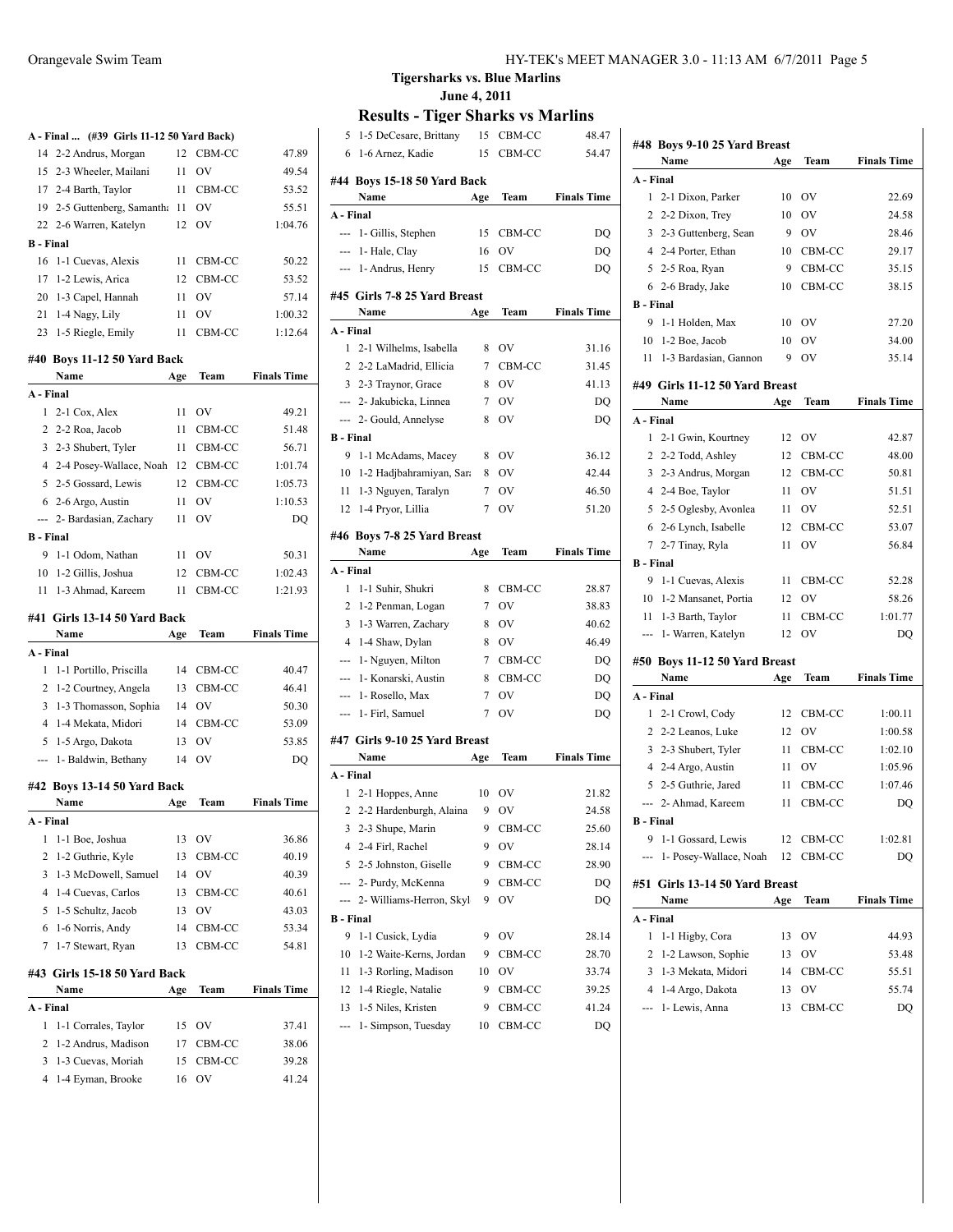**Tigersharks vs. Blue Marlins**

**June 4, 2011**

## Results - Tiger Sharks vs Marlins

### A - Final ... (#39 Girls 11-12 50 Yard Back)

| | Name | Age | Team | Finals Time |
|---|---|---|---|---|
| 14 | 2-2 Andrus, Morgan | 12 | CBM-CC | 47.89 |
| 15 | 2-3 Wheeler, Mailani | 11 | OV | 49.54 |
| 17 | 2-4 Barth, Taylor | 11 | CBM-CC | 53.52 |
| 19 | 2-5 Guttenberg, Samantha | 11 | OV | 55.51 |
| 22 | 2-6 Warren, Katelyn | 12 | OV | 1:04.76 |
| **B - Final** | | | | |
| 16 | 1-1 Cuevas, Alexis | 11 | CBM-CC | 50.22 |
| 17 | 1-2 Lewis, Arica | 12 | CBM-CC | 53.52 |
| 20 | 1-3 Capel, Hannah | 11 | OV | 57.14 |
| 21 | 1-4 Nagy, Lily | 11 | OV | 1:00.32 |
| 23 | 1-5 Riegle, Emily | 11 | CBM-CC | 1:12.64 |

### #40 Boys 11-12 50 Yard Back

| | Name | Age | Team | Finals Time |
|---|---|---|---|---|
| **A - Final** | | | | |
| 1 | 2-1 Cox, Alex | 11 | OV | 49.21 |
| 2 | 2-2 Roa, Jacob | 11 | CBM-CC | 51.48 |
| 3 | 2-3 Shubert, Tyler | 11 | CBM-CC | 56.71 |
| 4 | 2-4 Posey-Wallace, Noah | 12 | CBM-CC | 1:01.74 |
| 5 | 2-5 Gossard, Lewis | 12 | CBM-CC | 1:05.73 |
| 6 | 2-6 Argo, Austin | 11 | OV | 1:10.53 |
| --- | 2- Bardasian, Zachary | 11 | OV | DQ |
| **B - Final** | | | | |
| 9 | 1-1 Odom, Nathan | 11 | OV | 50.31 |
| 10 | 1-2 Gillis, Joshua | 12 | CBM-CC | 1:02.43 |
| 11 | 1-3 Ahmad, Kareem | 11 | CBM-CC | 1:21.93 |

### #41 Girls 13-14 50 Yard Back

| | Name | Age | Team | Finals Time |
|---|---|---|---|---|
| **A - Final** | | | | |
| 1 | 1-1 Portillo, Priscilla | 14 | CBM-CC | 40.47 |
| 2 | 1-2 Courtney, Angela | 13 | CBM-CC | 46.41 |
| 3 | 1-3 Thomasson, Sophia | 14 | OV | 50.30 |
| 4 | 1-4 Mekata, Midori | 14 | CBM-CC | 53.09 |
| 5 | 1-5 Argo, Dakota | 13 | OV | 53.85 |
| --- | 1- Baldwin, Bethany | 14 | OV | DQ |

### #42 Boys 13-14 50 Yard Back

| | Name | Age | Team | Finals Time |
|---|---|---|---|---|
| **A - Final** | | | | |
| 1 | 1-1 Boe, Joshua | 13 | OV | 36.86 |
| 2 | 1-2 Guthrie, Kyle | 13 | CBM-CC | 40.19 |
| 3 | 1-3 McDowell, Samuel | 14 | OV | 40.39 |
| 4 | 1-4 Cuevas, Carlos | 13 | CBM-CC | 40.61 |
| 5 | 1-5 Schultz, Jacob | 13 | OV | 43.03 |
| 6 | 1-6 Norris, Andy | 14 | CBM-CC | 53.34 |
| 7 | 1-7 Stewart, Ryan | 13 | CBM-CC | 54.81 |

### #43 Girls 15-18 50 Yard Back

| | Name | Age | Team | Finals Time |
|---|---|---|---|---|
| **A - Final** | | | | |
| 1 | 1-1 Corrales, Taylor | 15 | OV | 37.41 |
| 2 | 1-2 Andrus, Madison | 17 | CBM-CC | 38.06 |
| 3 | 1-3 Cuevas, Moriah | 15 | CBM-CC | 39.28 |
| 4 | 1-4 Eyman, Brooke | 16 | OV | 41.24 |
| 5 | 1-5 DeCesare, Brittany | 15 | CBM-CC | 48.47 |
| 6 | 1-6 Arnez, Kadie | 15 | CBM-CC | 54.47 |

### #44 Boys 15-18 50 Yard Back

| | Name | Age | Team | Finals Time |
|---|---|---|---|---|
| **A - Final** | | | | |
| --- | 1- Gillis, Stephen | 15 | CBM-CC | DQ |
| --- | 1- Hale, Clay | 16 | OV | DQ |
| --- | 1- Andrus, Henry | 15 | CBM-CC | DQ |

### #45 Girls 7-8 25 Yard Breast

| | Name | Age | Team | Finals Time |
|---|---|---|---|---|
| **A - Final** | | | | |
| 1 | 2-1 Wilhelms, Isabella | 8 | OV | 31.16 |
| 2 | 2-2 LaMadrid, Ellicia | 7 | CBM-CC | 31.45 |
| 3 | 2-3 Traynor, Grace | 8 | OV | 41.13 |
| --- | 2- Jakubicka, Linnea | 7 | OV | DQ |
| --- | 2- Gould, Annelyse | 8 | OV | DQ |
| **B - Final** | | | | |
| 9 | 1-1 McAdams, Macey | 8 | OV | 36.12 |
| 10 | 1-2 Hadjbahramiyan, Sara | 8 | OV | 42.44 |
| 11 | 1-3 Nguyen, Taralyn | 7 | OV | 46.50 |
| 12 | 1-4 Pryor, Lillia | 7 | OV | 51.20 |

### #46 Boys 7-8 25 Yard Breast

| | Name | Age | Team | Finals Time |
|---|---|---|---|---|
| **A - Final** | | | | |
| 1 | 1-1 Suhir, Shukri | 8 | CBM-CC | 28.87 |
| 2 | 1-2 Penman, Logan | 7 | OV | 38.83 |
| 3 | 1-3 Warren, Zachary | 8 | OV | 40.62 |
| 4 | 1-4 Shaw, Dylan | 8 | OV | 46.49 |
| --- | 1- Nguyen, Milton | 7 | CBM-CC | DQ |
| --- | 1- Konarski, Austin | 8 | CBM-CC | DQ |
| --- | 1- Rosello, Max | 7 | OV | DQ |
| --- | 1- Firl, Samuel | 7 | OV | DQ |

### #47 Girls 9-10 25 Yard Breast

| | Name | Age | Team | Finals Time |
|---|---|---|---|---|
| **A - Final** | | | | |
| 1 | 2-1 Hoppes, Anne | 10 | OV | 21.82 |
| 2 | 2-2 Hardenburgh, Alaina | 9 | OV | 24.58 |
| 3 | 2-3 Shupe, Marin | 9 | CBM-CC | 25.60 |
| 4 | 2-4 Firl, Rachel | 9 | OV | 28.14 |
| 5 | 2-5 Johnston, Giselle | 9 | CBM-CC | 28.90 |
| --- | 2- Purdy, McKenna | 9 | CBM-CC | DQ |
| --- | 2- Williams-Herron, Skyl | 9 | OV | DQ |
| **B - Final** | | | | |
| 9 | 1-1 Cusick, Lydia | 9 | OV | 28.14 |
| 10 | 1-2 Waite-Kerns, Jordan | 9 | CBM-CC | 28.70 |
| 11 | 1-3 Rorling, Madison | 10 | OV | 33.74 |
| 12 | 1-4 Riegle, Natalie | 9 | CBM-CC | 39.25 |
| 13 | 1-5 Niles, Kristen | 9 | CBM-CC | 41.24 |
| --- | 1- Simpson, Tuesday | 10 | CBM-CC | DQ |

### #48 Boys 9-10 25 Yard Breast

| | Name | Age | Team | Finals Time |
|---|---|---|---|---|
| **A - Final** | | | | |
| 1 | 2-1 Dixon, Parker | 10 | OV | 22.69 |
| 2 | 2-2 Dixon, Trey | 10 | OV | 24.58 |
| 3 | 2-3 Guttenberg, Sean | 9 | OV | 28.46 |
| 4 | 2-4 Porter, Ethan | 10 | CBM-CC | 29.17 |
| 5 | 2-5 Roa, Ryan | 9 | CBM-CC | 35.15 |
| 6 | 2-6 Brady, Jake | 10 | CBM-CC | 38.15 |
| **B - Final** | | | | |
| 9 | 1-1 Holden, Max | 10 | OV | 27.20 |
| 10 | 1-2 Boe, Jacob | 10 | OV | 34.00 |
| 11 | 1-3 Bardasian, Gannon | 9 | OV | 35.14 |

### #49 Girls 11-12 50 Yard Breast

| | Name | Age | Team | Finals Time |
|---|---|---|---|---|
| **A - Final** | | | | |
| 1 | 2-1 Gwin, Kourtney | 12 | OV | 42.87 |
| 2 | 2-2 Todd, Ashley | 12 | CBM-CC | 48.00 |
| 3 | 2-3 Andrus, Morgan | 12 | CBM-CC | 50.81 |
| 4 | 2-4 Boe, Taylor | 11 | OV | 51.51 |
| 5 | 2-5 Oglesby, Avonlea | 11 | OV | 52.51 |
| 6 | 2-6 Lynch, Isabelle | 12 | CBM-CC | 53.07 |
| 7 | 2-7 Tinay, Ryla | 11 | OV | 56.84 |
| **B - Final** | | | | |
| 9 | 1-1 Cuevas, Alexis | 11 | CBM-CC | 52.28 |
| 10 | 1-2 Mansanet, Portia | 12 | OV | 58.26 |
| 11 | 1-3 Barth, Taylor | 11 | CBM-CC | 1:01.77 |
| --- | 1- Warren, Katelyn | 12 | OV | DQ |

### #50 Boys 11-12 50 Yard Breast

| | Name | Age | Team | Finals Time |
|---|---|---|---|---|
| **A - Final** | | | | |
| 1 | 2-1 Crowl, Cody | 12 | CBM-CC | 1:00.11 |
| 2 | 2-2 Leanos, Luke | 12 | OV | 1:00.58 |
| 3 | 2-3 Shubert, Tyler | 11 | CBM-CC | 1:02.10 |
| 4 | 2-4 Argo, Austin | 11 | OV | 1:05.96 |
| 5 | 2-5 Guthrie, Jared | 11 | CBM-CC | 1:07.46 |
| --- | 2- Ahmad, Kareem | 11 | CBM-CC | DQ |
| **B - Final** | | | | |
| 9 | 1-1 Gossard, Lewis | 12 | CBM-CC | 1:02.81 |
| --- | 1- Posey-Wallace, Noah | 12 | CBM-CC | DQ |

### #51 Girls 13-14 50 Yard Breast

| | Name | Age | Team | Finals Time |
|---|---|---|---|---|
| **A - Final** | | | | |
| 1 | 1-1 Higby, Cora | 13 | OV | 44.93 |
| 2 | 1-2 Lawson, Sophie | 13 | OV | 53.48 |
| 3 | 1-3 Mekata, Midori | 14 | CBM-CC | 55.51 |
| 4 | 1-4 Argo, Dakota | 13 | OV | 55.74 |
| --- | 1- Lewis, Anna | 13 | CBM-CC | DQ |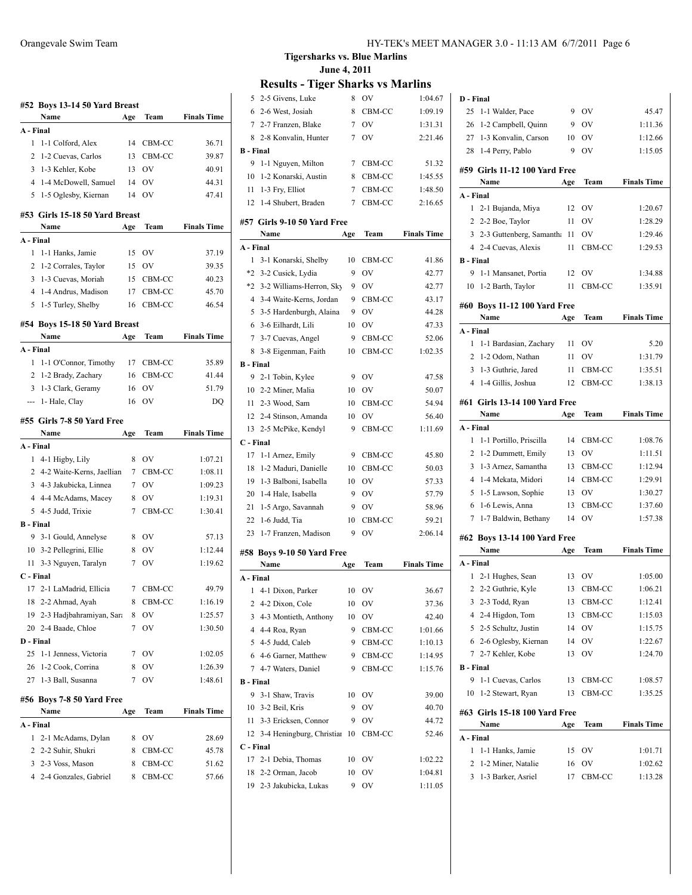**Tigersharks vs. Blue Marlins**
**June 4, 2011**

## Results - Tiger Sharks vs Marlins

### #52 Boys 13-14 50 Yard Breast

| | Name | Age | Team | Finals Time |
|---|---|---|---|---|
| **A - Final** | | | | |
| 1 | 1-1 Colford, Alex | 14 | CBM-CC | 36.71 |
| 2 | 1-2 Cuevas, Carlos | 13 | CBM-CC | 39.87 |
| 3 | 1-3 Kehler, Kobe | 13 | OV | 40.91 |
| 4 | 1-4 McDowell, Samuel | 14 | OV | 44.31 |
| 5 | 1-5 Oglesby, Kiernan | 14 | OV | 47.41 |

### #53 Girls 15-18 50 Yard Breast

| | Name | Age | Team | Finals Time |
|---|---|---|---|---|
| **A - Final** | | | | |
| 1 | 1-1 Hanks, Jamie | 15 | OV | 37.19 |
| 2 | 1-2 Corrales, Taylor | 15 | OV | 39.35 |
| 3 | 1-3 Cuevas, Moriah | 15 | CBM-CC | 40.23 |
| 4 | 1-4 Andrus, Madison | 17 | CBM-CC | 45.70 |
| 5 | 1-5 Turley, Shelby | 16 | CBM-CC | 46.54 |

### #54 Boys 15-18 50 Yard Breast

| | Name | Age | Team | Finals Time |
|---|---|---|---|---|
| **A - Final** | | | | |
| 1 | 1-1 O'Connor, Timothy | 17 | CBM-CC | 35.89 |
| 2 | 1-2 Brady, Zachary | 16 | CBM-CC | 41.44 |
| 3 | 1-3 Clark, Geramy | 16 | OV | 51.79 |
| --- | 1- Hale, Clay | 16 | OV | DQ |

### #55 Girls 7-8 50 Yard Free

| | Name | Age | Team | Finals Time |
|---|---|---|---|---|
| **A - Final** | | | | |
| 1 | 4-1 Higby, Lily | 8 | OV | 1:07.21 |
| 2 | 4-2 Waite-Kerns, Jaellian | 7 | CBM-CC | 1:08.11 |
| 3 | 4-3 Jakubicka, Linnea | 7 | OV | 1:09.23 |
| 4 | 4-4 McAdams, Macey | 8 | OV | 1:19.31 |
| 5 | 4-5 Judd, Trixie | 7 | CBM-CC | 1:30.41 |
| **B - Final** | | | | |
| 9 | 3-1 Gould, Annelyse | 8 | OV | 57.13 |
| 10 | 3-2 Pellegrini, Ellie | 8 | OV | 1:12.44 |
| 11 | 3-3 Nguyen, Taralyn | 7 | OV | 1:19.62 |
| **C - Final** | | | | |
| 17 | 2-1 LaMadrid, Ellicia | 7 | CBM-CC | 49.79 |
| 18 | 2-2 Ahmad, Ayah | 8 | CBM-CC | 1:16.19 |
| 19 | 2-3 Hadjbahramiyan, Sara | 8 | OV | 1:25.57 |
| 20 | 2-4 Baade, Chloe | 7 | OV | 1:30.50 |
| **D - Final** | | | | |
| 25 | 1-1 Jenness, Victoria | 7 | OV | 1:02.05 |
| 26 | 1-2 Cook, Corrina | 8 | OV | 1:26.39 |
| 27 | 1-3 Ball, Susanna | 7 | OV | 1:48.61 |

### #56 Boys 7-8 50 Yard Free

| | Name | Age | Team | Finals Time |
|---|---|---|---|---|
| **A - Final** | | | | |
| 1 | 2-1 McAdams, Dylan | 8 | OV | 28.69 |
| 2 | 2-2 Suhir, Shukri | 8 | CBM-CC | 45.78 |
| 3 | 2-3 Voss, Mason | 8 | CBM-CC | 51.62 |
| 4 | 2-4 Gonzales, Gabriel | 8 | CBM-CC | 57.66 |
| 5 | 2-5 Givens, Luke | 8 | OV | 1:04.67 |
| 6 | 2-6 West, Josiah | 8 | CBM-CC | 1:09.19 |
| 7 | 2-7 Franzen, Blake | 7 | OV | 1:31.31 |
| 8 | 2-8 Konvalin, Hunter | 7 | OV | 2:21.46 |
| **B - Final** | | | | |
| 9 | 1-1 Nguyen, Milton | 7 | CBM-CC | 51.32 |
| 10 | 1-2 Konarski, Austin | 8 | CBM-CC | 1:45.55 |
| 11 | 1-3 Fry, Elliot | 7 | CBM-CC | 1:48.50 |
| 12 | 1-4 Shubert, Braden | 7 | CBM-CC | 2:16.65 |

### #57 Girls 9-10 50 Yard Free

| | Name | Age | Team | Finals Time |
|---|---|---|---|---|
| **A - Final** | | | | |
| 1 | 3-1 Konarski, Shelby | 10 | CBM-CC | 41.86 |
| *2 | 3-2 Cusick, Lydia | 9 | OV | 42.77 |
| *2 | 3-2 Williams-Herron, Sky | 9 | OV | 42.77 |
| 4 | 3-4 Waite-Kerns, Jordan | 9 | CBM-CC | 43.17 |
| 5 | 3-5 Hardenburgh, Alaina | 9 | OV | 44.28 |
| 6 | 3-6 Eilhardt, Lili | 10 | OV | 47.33 |
| 7 | 3-7 Cuevas, Angel | 9 | CBM-CC | 52.06 |
| 8 | 3-8 Eigenman, Faith | 10 | CBM-CC | 1:02.35 |
| **B - Final** | | | | |
| 9 | 2-1 Tobin, Kylee | 9 | OV | 47.58 |
| 10 | 2-2 Miner, Malia | 10 | OV | 50.07 |
| 11 | 2-3 Wood, Sam | 10 | CBM-CC | 54.94 |
| 12 | 2-4 Stinson, Amanda | 10 | OV | 56.40 |
| 13 | 2-5 McPike, Kendyl | 9 | CBM-CC | 1:11.69 |
| **C - Final** | | | | |
| 17 | 1-1 Arnez, Emily | 9 | CBM-CC | 45.80 |
| 18 | 1-2 Maduri, Danielle | 10 | CBM-CC | 50.03 |
| 19 | 1-3 Balboni, Isabella | 10 | OV | 57.33 |
| 20 | 1-4 Hale, Isabella | 9 | OV | 57.79 |
| 21 | 1-5 Argo, Savannah | 9 | OV | 58.96 |
| 22 | 1-6 Judd, Tia | 10 | CBM-CC | 59.21 |
| 23 | 1-7 Franzen, Madison | 9 | OV | 2:06.14 |

### #58 Boys 9-10 50 Yard Free

| | Name | Age | Team | Finals Time |
|---|---|---|---|---|
| **A - Final** | | | | |
| 1 | 4-1 Dixon, Parker | 10 | OV | 36.67 |
| 2 | 4-2 Dixon, Cole | 10 | OV | 37.36 |
| 3 | 4-3 Montieth, Anthony | 10 | OV | 42.40 |
| 4 | 4-4 Roa, Ryan | 9 | CBM-CC | 1:01.66 |
| 5 | 4-5 Judd, Caleb | 9 | CBM-CC | 1:10.13 |
| 6 | 4-6 Garner, Matthew | 9 | CBM-CC | 1:14.95 |
| 7 | 4-7 Waters, Daniel | 9 | CBM-CC | 1:15.76 |
| **B - Final** | | | | |
| 9 | 3-1 Shaw, Travis | 10 | OV | 39.00 |
| 10 | 3-2 Beil, Kris | 9 | OV | 40.70 |
| 11 | 3-3 Ericksen, Connor | 9 | OV | 44.72 |
| 12 | 3-4 Heningburg, Christian | 10 | CBM-CC | 52.46 |
| **C - Final** | | | | |
| 17 | 2-1 Debia, Thomas | 10 | OV | 1:02.22 |
| 18 | 2-2 Orman, Jacob | 10 | OV | 1:04.81 |
| 19 | 2-3 Jakubicka, Lukas | 9 | OV | 1:11.05 |
| **D - Final** | | | | |
| 25 | 1-1 Walder, Pace | 9 | OV | 45.47 |
| 26 | 1-2 Campbell, Quinn | 9 | OV | 1:11.36 |
| 27 | 1-3 Konvalin, Carson | 10 | OV | 1:12.66 |
| 28 | 1-4 Perry, Pablo | 9 | OV | 1:15.05 |

### #59 Girls 11-12 100 Yard Free

| | Name | Age | Team | Finals Time |
|---|---|---|---|---|
| **A - Final** | | | | |
| 1 | 2-1 Bujanda, Miya | 12 | OV | 1:20.67 |
| 2 | 2-2 Boe, Taylor | 11 | OV | 1:28.29 |
| 3 | 2-3 Guttenberg, Samantha | 11 | OV | 1:29.46 |
| 4 | 2-4 Cuevas, Alexis | 11 | CBM-CC | 1:29.53 |
| **B - Final** | | | | |
| 9 | 1-1 Mansanet, Portia | 12 | OV | 1:34.88 |
| 10 | 1-2 Barth, Taylor | 11 | CBM-CC | 1:35.91 |

### #60 Boys 11-12 100 Yard Free

| | Name | Age | Team | Finals Time |
|---|---|---|---|---|
| **A - Final** | | | | |
| 1 | 1-1 Bardasian, Zachary | 11 | OV | 5.20 |
| 2 | 1-2 Odom, Nathan | 11 | OV | 1:31.79 |
| 3 | 1-3 Guthrie, Jared | 11 | CBM-CC | 1:35.51 |
| 4 | 1-4 Gillis, Joshua | 12 | CBM-CC | 1:38.13 |

### #61 Girls 13-14 100 Yard Free

| | Name | Age | Team | Finals Time |
|---|---|---|---|---|
| **A - Final** | | | | |
| 1 | 1-1 Portillo, Priscilla | 14 | CBM-CC | 1:08.76 |
| 2 | 1-2 Dummett, Emily | 13 | OV | 1:11.51 |
| 3 | 1-3 Arnez, Samantha | 13 | CBM-CC | 1:12.94 |
| 4 | 1-4 Mekata, Midori | 14 | CBM-CC | 1:29.91 |
| 5 | 1-5 Lawson, Sophie | 13 | OV | 1:30.27 |
| 6 | 1-6 Lewis, Anna | 13 | CBM-CC | 1:37.60 |
| 7 | 1-7 Baldwin, Bethany | 14 | OV | 1:57.38 |

### #62 Boys 13-14 100 Yard Free

| | Name | Age | Team | Finals Time |
|---|---|---|---|---|
| **A - Final** | | | | |
| 1 | 2-1 Hughes, Sean | 13 | OV | 1:05.00 |
| 2 | 2-2 Guthrie, Kyle | 13 | CBM-CC | 1:06.21 |
| 3 | 2-3 Todd, Ryan | 13 | CBM-CC | 1:12.41 |
| 4 | 2-4 Higdon, Tom | 13 | CBM-CC | 1:15.03 |
| 5 | 2-5 Schultz, Justin | 14 | OV | 1:15.75 |
| 6 | 2-6 Oglesby, Kiernan | 14 | OV | 1:22.67 |
| 7 | 2-7 Kehler, Kobe | 13 | OV | 1:24.70 |
| **B - Final** | | | | |
| 9 | 1-1 Cuevas, Carlos | 13 | CBM-CC | 1:08.57 |
| 10 | 1-2 Stewart, Ryan | 13 | CBM-CC | 1:35.25 |

### #63 Girls 15-18 100 Yard Free

| | Name | Age | Team | Finals Time |
|---|---|---|---|---|
| **A - Final** | | | | |
| 1 | 1-1 Hanks, Jamie | 15 | OV | 1:01.71 |
| 2 | 1-2 Miner, Natalie | 16 | OV | 1:02.62 |
| 3 | 1-3 Barker, Asriel | 17 | CBM-CC | 1:13.28 |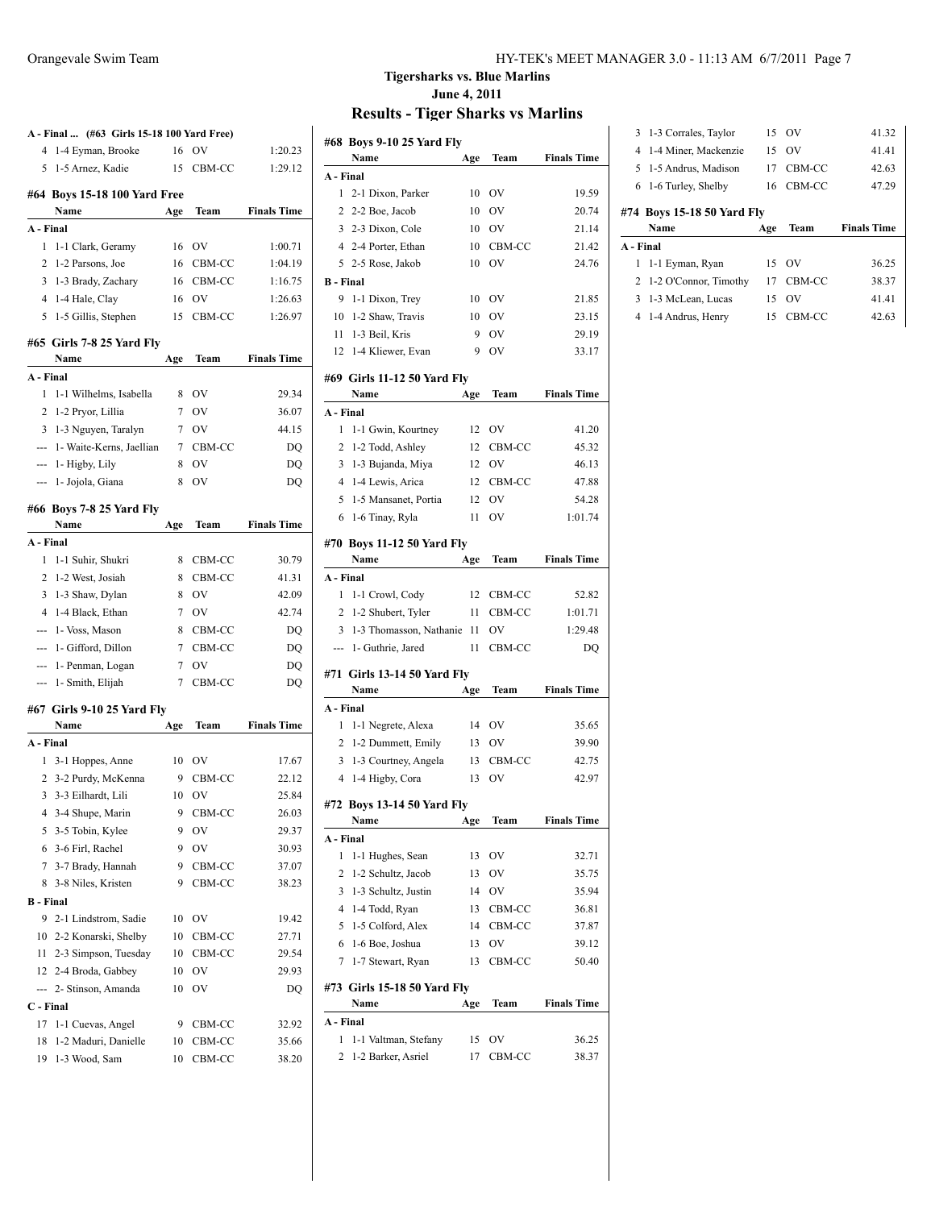**Tigersharks vs. Blue Marlins**

**June 4, 2011**

## Results - Tiger Sharks vs Marlins

**A - Final ... (#63 Girls 15-18 100 Yard Free)**

| | Name | Age | Team | Finals Time |
|---|---|---|---|---|
| 4 | 1-4 Eyman, Brooke | 16 | OV | 1:20.23 |
| 5 | 1-5 Arnez, Kadie | 15 | CBM-CC | 1:29.12 |

### #64 Boys 15-18 100 Yard Free

| | Name | Age | Team | Finals Time |
|---|---|---|---|---|
| **A - Final** | | | | |
| 1 | 1-1 Clark, Geramy | 16 | OV | 1:00.71 |
| 2 | 1-2 Parsons, Joe | 16 | CBM-CC | 1:04.19 |
| 3 | 1-3 Brady, Zachary | 16 | CBM-CC | 1:16.75 |
| 4 | 1-4 Hale, Clay | 16 | OV | 1:26.63 |
| 5 | 1-5 Gillis, Stephen | 15 | CBM-CC | 1:26.97 |

### #65 Girls 7-8 25 Yard Fly

| | Name | Age | Team | Finals Time |
|---|---|---|---|---|
| **A - Final** | | | | |
| 1 | 1-1 Wilhelms, Isabella | 8 | OV | 29.34 |
| 2 | 1-2 Pryor, Lillia | 7 | OV | 36.07 |
| 3 | 1-3 Nguyen, Taralyn | 7 | OV | 44.15 |
| --- | 1- Waite-Kerns, Jaellian | 7 | CBM-CC | DQ |
| --- | 1- Higby, Lily | 8 | OV | DQ |
| --- | 1- Jojola, Giana | 8 | OV | DQ |

### #66 Boys 7-8 25 Yard Fly

| | Name | Age | Team | Finals Time |
|---|---|---|---|---|
| **A - Final** | | | | |
| 1 | 1-1 Suhir, Shukri | 8 | CBM-CC | 30.79 |
| 2 | 1-2 West, Josiah | 8 | CBM-CC | 41.31 |
| 3 | 1-3 Shaw, Dylan | 8 | OV | 42.09 |
| 4 | 1-4 Black, Ethan | 7 | OV | 42.74 |
| --- | 1- Voss, Mason | 8 | CBM-CC | DQ |
| --- | 1- Gifford, Dillon | 7 | CBM-CC | DQ |
| --- | 1- Penman, Logan | 7 | OV | DQ |
| --- | 1- Smith, Elijah | 7 | CBM-CC | DQ |

### #67 Girls 9-10 25 Yard Fly

| | Name | Age | Team | Finals Time |
|---|---|---|---|---|
| **A - Final** | | | | |
| 1 | 3-1 Hoppes, Anne | 10 | OV | 17.67 |
| 2 | 3-2 Purdy, McKenna | 9 | CBM-CC | 22.12 |
| 3 | 3-3 Eilhardt, Lili | 10 | OV | 25.84 |
| 4 | 3-4 Shupe, Marin | 9 | CBM-CC | 26.03 |
| 5 | 3-5 Tobin, Kylee | 9 | OV | 29.37 |
| 6 | 3-6 Firl, Rachel | 9 | OV | 30.93 |
| 7 | 3-7 Brady, Hannah | 9 | CBM-CC | 37.07 |
| 8 | 3-8 Niles, Kristen | 9 | CBM-CC | 38.23 |
| **B - Final** | | | | |
| 9 | 2-1 Lindstrom, Sadie | 10 | OV | 19.42 |
| 10 | 2-2 Konarski, Shelby | 10 | CBM-CC | 27.71 |
| 11 | 2-3 Simpson, Tuesday | 10 | CBM-CC | 29.54 |
| 12 | 2-4 Broda, Gabbey | 10 | OV | 29.93 |
| --- | 2- Stinson, Amanda | 10 | OV | DQ |
| **C - Final** | | | | |
| 17 | 1-1 Cuevas, Angel | 9 | CBM-CC | 32.92 |
| 18 | 1-2 Maduri, Danielle | 10 | CBM-CC | 35.66 |
| 19 | 1-3 Wood, Sam | 10 | CBM-CC | 38.20 |

### #68 Boys 9-10 25 Yard Fly

| | Name | Age | Team | Finals Time |
|---|---|---|---|---|
| **A - Final** | | | | |
| 1 | 2-1 Dixon, Parker | 10 | OV | 19.59 |
| 2 | 2-2 Boe, Jacob | 10 | OV | 20.74 |
| 3 | 2-3 Dixon, Cole | 10 | OV | 21.14 |
| 4 | 2-4 Porter, Ethan | 10 | CBM-CC | 21.42 |
| 5 | 2-5 Rose, Jakob | 10 | OV | 24.76 |
| **B - Final** | | | | |
| 9 | 1-1 Dixon, Trey | 10 | OV | 21.85 |
| 10 | 1-2 Shaw, Travis | 10 | OV | 23.15 |
| 11 | 1-3 Beil, Kris | 9 | OV | 29.19 |
| 12 | 1-4 Kliewer, Evan | 9 | OV | 33.17 |

### #69 Girls 11-12 50 Yard Fly

| | Name | Age | Team | Finals Time |
|---|---|---|---|---|
| **A - Final** | | | | |
| 1 | 1-1 Gwin, Kourtney | 12 | OV | 41.20 |
| 2 | 1-2 Todd, Ashley | 12 | CBM-CC | 45.32 |
| 3 | 1-3 Bujanda, Miya | 12 | OV | 46.13 |
| 4 | 1-4 Lewis, Arica | 12 | CBM-CC | 47.88 |
| 5 | 1-5 Mansanet, Portia | 12 | OV | 54.28 |
| 6 | 1-6 Tinay, Ryla | 11 | OV | 1:01.74 |

### #70 Boys 11-12 50 Yard Fly

| | Name | Age | Team | Finals Time |
|---|---|---|---|---|
| **A - Final** | | | | |
| 1 | 1-1 Crowl, Cody | 12 | CBM-CC | 52.82 |
| 2 | 1-2 Shubert, Tyler | 11 | CBM-CC | 1:01.71 |
| 3 | 1-3 Thomasson, Nathanie | 11 | OV | 1:29.48 |
| --- | 1- Guthrie, Jared | 11 | CBM-CC | DQ |

### #71 Girls 13-14 50 Yard Fly

| | Name | Age | Team | Finals Time |
|---|---|---|---|---|
| **A - Final** | | | | |
| 1 | 1-1 Negrete, Alexa | 14 | OV | 35.65 |
| 2 | 1-2 Dummett, Emily | 13 | OV | 39.90 |
| 3 | 1-3 Courtney, Angela | 13 | CBM-CC | 42.75 |
| 4 | 1-4 Higby, Cora | 13 | OV | 42.97 |

### #72 Boys 13-14 50 Yard Fly

| | Name | Age | Team | Finals Time |
|---|---|---|---|---|
| **A - Final** | | | | |
| 1 | 1-1 Hughes, Sean | 13 | OV | 32.71 |
| 2 | 1-2 Schultz, Jacob | 13 | OV | 35.75 |
| 3 | 1-3 Schultz, Justin | 14 | OV | 35.94 |
| 4 | 1-4 Todd, Ryan | 13 | CBM-CC | 36.81 |
| 5 | 1-5 Colford, Alex | 14 | CBM-CC | 37.87 |
| 6 | 1-6 Boe, Joshua | 13 | OV | 39.12 |
| 7 | 1-7 Stewart, Ryan | 13 | CBM-CC | 50.40 |

### #73 Girls 15-18 50 Yard Fly

| | Name | Age | Team | Finals Time |
|---|---|---|---|---|
| **A - Final** | | | | |
| 1 | 1-1 Valtman, Stefany | 15 | OV | 36.25 |
| 2 | 1-2 Barker, Asriel | 17 | CBM-CC | 38.37 |
| 3 | 1-3 Corrales, Taylor | 15 | OV | 41.32 |
| 4 | 1-4 Miner, Mackenzie | 15 | OV | 41.41 |
| 5 | 1-5 Andrus, Madison | 17 | CBM-CC | 42.63 |
| 6 | 1-6 Turley, Shelby | 16 | CBM-CC | 47.29 |

### #74 Boys 15-18 50 Yard Fly

| | Name | Age | Team | Finals Time |
|---|---|---|---|---|
| **A - Final** | | | | |
| 1 | 1-1 Eyman, Ryan | 15 | OV | 36.25 |
| 2 | 1-2 O'Connor, Timothy | 17 | CBM-CC | 38.37 |
| 3 | 1-3 McLean, Lucas | 15 | OV | 41.41 |
| 4 | 1-4 Andrus, Henry | 15 | CBM-CC | 42.63 |